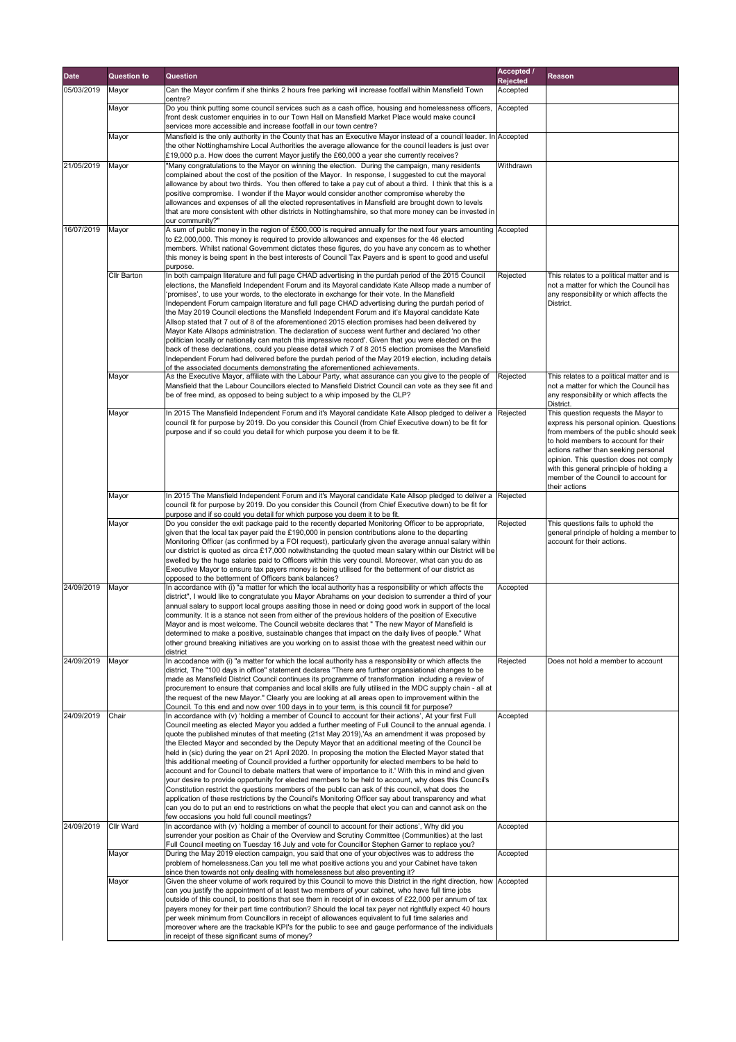| Date | Question to | Question | Accepted / Rejected | Reason |
|---|---|---|---|---|
| 05/03/2019 | Mayor | Can the Mayor confirm if she thinks 2 hours free parking will increase footfall within Mansfield Town centre? | Accepted | |
| | Mayor | Do you think putting some council services such as a cash office, housing and homelessness officers, front desk customer enquiries in to our Town Hall on Mansfield Market Place would make council services more accessible and increase footfall in our town centre? | Accepted | |
| | Mayor | Mansfield is the only authority in the County that has an Executive Mayor instead of a council leader. In the other Nottinghamshire Local Authorities the average allowance for the council leaders is just over £19,000 p.a. How does the current Mayor justify the £60,000 a year she currently receives? | Accepted | |
| 21/05/2019 | Mayor | "Many congratulations to the Mayor on winning the election. During the campaign, many residents complained about the cost of the position of the Mayor. In response, I suggested to cut the mayoral allowance by about two thirds. You then offered to take a pay cut of about a third. I think that this is a positive compromise. I wonder if the Mayor would consider another compromise whereby the allowances and expenses of all the elected representatives in Mansfield are brought down to levels that are more consistent with other districts in Nottinghamshire, so that more money can be invested in our community?" | Withdrawn | |
| 16/07/2019 | Mayor | A sum of public money in the region of £500,000 is required annually for the next four years amounting to £2,000,000. This money is required to provide allowances and expenses for the 46 elected members. Whilst national Government dictates these figures, do you have any concern as to whether this money is being spent in the best interests of Council Tax Payers and is spent to good and useful purpose. | Accepted | |
| | Cllr Barton | In both campaign literature and full page CHAD advertising in the purdah period of the 2015 Council elections, the Mansfield Independent Forum and its Mayoral candidate Kate Allsop made a number of 'promises', to use your words, to the electorate in exchange for their vote. In the Mansfield Independent Forum campaign literature and full page CHAD advertising during the purdah period of the May 2019 Council elections the Mansfield Independent Forum and it's Mayoral candidate Kate Allsop stated that 7 out of 8 of the aforementioned 2015 election promises had been delivered by Mayor Kate Allsops administration. The declaration of success went further and declared 'no other politician locally or nationally can match this impressive record'. Given that you were elected on the back of these declarations, could you please detail which 7 of 8 2015 election promises the Mansfield Independent Forum had delivered before the purdah period of the May 2019 election, including details of the associated documents demonstrating the aforementioned achievements. | Rejected | This relates to a political matter and is not a matter for which the Council has any responsibility or which affects the District. |
| | Mayor | As the Executive Mayor, affiliate with the Labour Party, what assurance can you give to the people of Mansfield that the Labour Councillors elected to Mansfield District Council can vote as they see fit and be of free mind, as opposed to being subject to a whip imposed by the CLP? | Rejected | This relates to a political matter and is not a matter for which the Council has any responsibility or which affects the District. |
| | Mayor | In 2015 The Mansfield Independent Forum and it's Mayoral candidate Kate Allsop pledged to deliver a council fit for purpose by 2019. Do you consider this Council (from Chief Executive down) to be fit for purpose and if so could you detail for which purpose you deem it to be fit. | Rejected | This question requests the Mayor to express his personal opinion. Questions from members of the public should seek to hold members to account for their actions rather than seeking personal opinion. This question does not comply with this general principle of holding a member of the Council to account for their actions |
| | Mayor | In 2015 The Mansfield Independent Forum and it's Mayoral candidate Kate Allsop pledged to deliver a council fit for purpose by 2019. Do you consider this Council (from Chief Executive down) to be fit for purpose and if so could you detail for which purpose you deem it to be fit. | Rejected | |
| | Mayor | Do you consider the exit package paid to the recently departed Monitoring Officer to be appropriate, given that the local tax payer paid the £190,000 in pension contributions alone to the departing Monitoring Officer (as confirmed by a FOI request), particularly given the average annual salary within our district is quoted as circa £17,000 notwithstanding the quoted mean salary within our District will be swelled by the huge salaries paid to Officers within this very council. Moreover, what can you do as Executive Mayor to ensure tax payers money is being utilised for the betterment of our district as opposed to the betterment of Officers bank balances? | Rejected | This questions fails to uphold the general principle of holding a member to account for their actions. |
| 24/09/2019 | Mayor | In accordance with (i) "a matter for which the local authority has a responsibility or which affects the district", I would like to congratulate you Mayor Abrahams on your decision to surrender a third of your annual salary to support local groups assiting those in need or doing good work in support of the local community. It is a stance not seen from either of the previous holders of the position of Executive Mayor and is most welcome. The Council website declares that " The new Mayor of Mansfield is determined to make a positive, sustainable changes that impact on the daily lives of people." What other ground breaking initiatives are you working on to assist those with the greatest need within our district | Accepted | |
| 24/09/2019 | Mayor | In accodance with (i) "a matter for which the local authority has a responsibility or which affects the district, The "100 days in office" statement declares "There are further organsiational changes to be made as Mansfield District Council continues its programme of transformation including a review of procurement to ensure that companies and local skills are fully utilised in the MDC supply chain - all at the request of the new Mayor." Clearly you are looking at all areas open to improvement within the Council. To this end and now over 100 days in to your term, is this council fit for purpose? | Rejected | Does not hold a member to account |
| 24/09/2019 | Chair | In accordance with (v) 'holding a member of Council to account for their actions', At your first Full Council meeting as elected Mayor you added a further meeting of Full Council to the annual agenda. I quote the published minutes of that meeting (21st May 2019),'As an amendment it was proposed by the Elected Mayor and seconded by the Deputy Mayor that an additional meeting of the Council be held in (sic) during the year on 21 April 2020. In proposing the motion the Elected Mayor stated that this additional meeting of Council provided a further opportunity for elected members to be held to account and for Council to debate matters that were of importance to it.' With this in mind and given your desire to provide opportunity for elected members to be held to account, why does this Council's Constitution restrict the questions members of the public can ask of this council, what does the application of these restrictions by the Council's Monitoring Officer say about transparency and what can you do to put an end to restrictions on what the people that elect you can and cannot ask on the few occasions you hold full council meetings? | Accepted | |
| 24/09/2019 | Cllr Ward | In accordance with (v) 'holding a member of council to account for their actions', Why did you surrender your position as Chair of the Overview and Scrutiny Committee (Communities) at the last Full Council meeting on Tuesday 16 July and vote for Councillor Stephen Garner to replace you? | Accepted | |
| | Mayor | During the May 2019 election campaign, you said that one of your objectives was to address the problem of homelessness.Can you tell me what positive actions you and your Cabinet have taken since then towards not only dealing with homelessness but also preventing it? | Accepted | |
| | Mayor | Given the sheer volume of work required by this Council to move this District in the right direction, how can you justify the appointment of at least two members of your cabinet, who have full time jobs outside of this council, to positions that see them in receipt of in excess of £22,000 per annum of tax payers money for their part time contribution? Should the local tax payer not rightfully expect 40 hours per week minimum from Councillors in receipt of allowances equivalent to full time salaries and moreover where are the trackable KPI's for the public to see and gauge performance of the individuals in receipt of these significant sums of money? | Accepted | |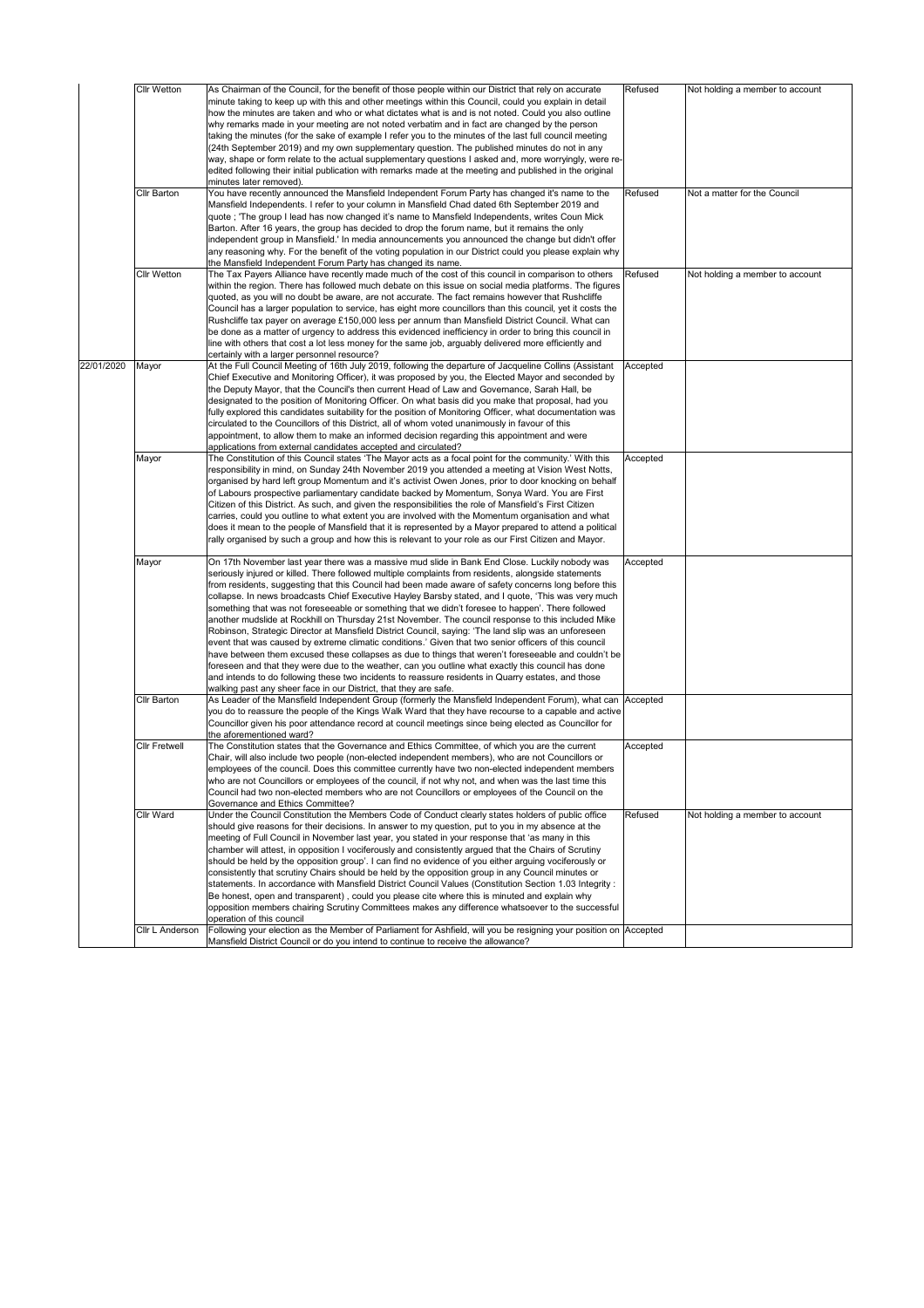| | | | | |
|---|---|---|---|---|
| | Cllr Wetton | As Chairman of the Council, for the benefit of those people within our District that rely on accurate minute taking to keep up with this and other meetings within this Council, could you explain in detail how the minutes are taken and who or what dictates what is and is not noted. Could you also outline why remarks made in your meeting are not noted verbatim and in fact are changed by the person taking the minutes (for the sake of example I refer you to the minutes of the last full council meeting (24th September 2019) and my own supplementary question. The published minutes do not in any way, shape or form relate to the actual supplementary questions I asked and, more worryingly, were re-edited following their initial publication with remarks made at the meeting and published in the original minutes later removed). | Refused | Not holding a member to account |
| | Cllr Barton | You have recently announced the Mansfield Independent Forum Party has changed it's name to the Mansfield Independents. I refer to your column in Mansfield Chad dated 6th September 2019 and quote ; 'The group I lead has now changed it's name to Mansfield Independents, writes Coun Mick Barton. After 16 years, the group has decided to drop the forum name, but it remains the only independent group in Mansfield.' In media announcements you announced the change but didn't offer any reasoning why. For the benefit of the voting population in our District could you please explain why the Mansfield Independent Forum Party has changed its name. | Refused | Not a matter for the Council |
| | Cllr Wetton | The Tax Payers Alliance have recently made much of the cost of this council in comparison to others within the region. There has followed much debate on this issue on social media platforms. The figures quoted, as you will no doubt be aware, are not accurate. The fact remains however that Rushcliffe Council has a larger population to service, has eight more councillors than this council, yet it costs the Rushcliffe tax payer on average £150,000 less per annum than Mansfield District Council. What can be done as a matter of urgency to address this evidenced inefficiency in order to bring this council in line with others that cost a lot less money for the same job, arguably delivered more efficiently and certainly with a larger personnel resource? | Refused | Not holding a member to account |
| 22/01/2020 | Mayor | At the Full Council Meeting of 16th July 2019, following the departure of Jacqueline Collins (Assistant Chief Executive and Monitoring Officer), it was proposed by you, the Elected Mayor and seconded by the Deputy Mayor, that the Council's then current Head of Law and Governance, Sarah Hall, be designated to the position of Monitoring Officer. On what basis did you make that proposal, had you fully explored this candidates suitability for the position of Monitoring Officer, what documentation was circulated to the Councillors of this District, all of whom voted unanimously in favour of this appointment, to allow them to make an informed decision regarding this appointment and were applications from external candidates accepted and circulated? | Accepted | |
| | Mayor | The Constitution of this Council states 'The Mayor acts as a focal point for the community.' With this responsibility in mind, on Sunday 24th November 2019 you attended a meeting at Vision West Notts, organised by hard left group Momentum and it's activist Owen Jones, prior to door knocking on behalf of Labours prospective parliamentary candidate backed by Momentum, Sonya Ward. You are First Citizen of this District. As such, and given the responsibilities the role of Mansfield's First Citizen carries, could you outline to what extent you are involved with the Momentum organisation and what does it mean to the people of Mansfield that it is represented by a Mayor prepared to attend a political rally organised by such a group and how this is relevant to your role as our First Citizen and Mayor. | Accepted | |
| | Mayor | On 17th November last year there was a massive mud slide in Bank End Close. Luckily nobody was seriously injured or killed. There followed multiple complaints from residents, alongside statements from residents, suggesting that this Council had been made aware of safety concerns long before this collapse. In news broadcasts Chief Executive Hayley Barsby stated, and I quote, 'This was very much something that was not foreseeable or something that we didn't foresee to happen'. There followed another mudslide at Rockhill on Thursday 21st November. The council response to this included Mike Robinson, Strategic Director at Mansfield District Council, saying: 'The land slip was an unforeseen event that was caused by extreme climatic conditions.' Given that two senior officers of this council have between them excused these collapses as due to things that weren't foreseeable and couldn't be foreseen and that they were due to the weather, can you outline what exactly this council has done and intends to do following these two incidents to reassure residents in Quarry estates, and those walking past any sheer face in our District, that they are safe. | Accepted | |
| | Cllr Barton | As Leader of the Mansfield Independent Group (formerly the Mansfield Independent Forum), what can you do to reassure the people of the Kings Walk Ward that they have recourse to a capable and active Councillor given his poor attendance record at council meetings since being elected as Councillor for the aforementioned ward? | Accepted | |
| | Cllr Fretwell | The Constitution states that the Governance and Ethics Committee, of which you are the current Chair, will also include two people (non-elected independent members), who are not Councillors or employees of the council. Does this committee currently have two non-elected independent members who are not Councillors or employees of the council, if not why not, and when was the last time this Council had two non-elected members who are not Councillors or employees of the Council on the Governance and Ethics Committee? | Accepted | |
| | Cllr Ward | Under the Council Constitution the Members Code of Conduct clearly states holders of public office should give reasons for their decisions. In answer to my question, put to you in my absence at the meeting of Full Council in November last year, you stated in your response that 'as many in this chamber will attest, in opposition I vociferously and consistently argued that the Chairs of Scrutiny should be held by the opposition group'. I can find no evidence of you either arguing vociferously or consistently that scrutiny Chairs should be held by the opposition group in any Council minutes or statements. In accordance with Mansfield District Council Values (Constitution Section 1.03 Integrity : Be honest, open and transparent) , could you please cite where this is minuted and explain why opposition members chairing Scrutiny Committees makes any difference whatsoever to the successful operation of this council | Refused | Not holding a member to account |
| | Cllr L Anderson | Following your election as the Member of Parliament for Ashfield, will you be resigning your position on Mansfield District Council or do you intend to continue to receive the allowance? | Accepted | |